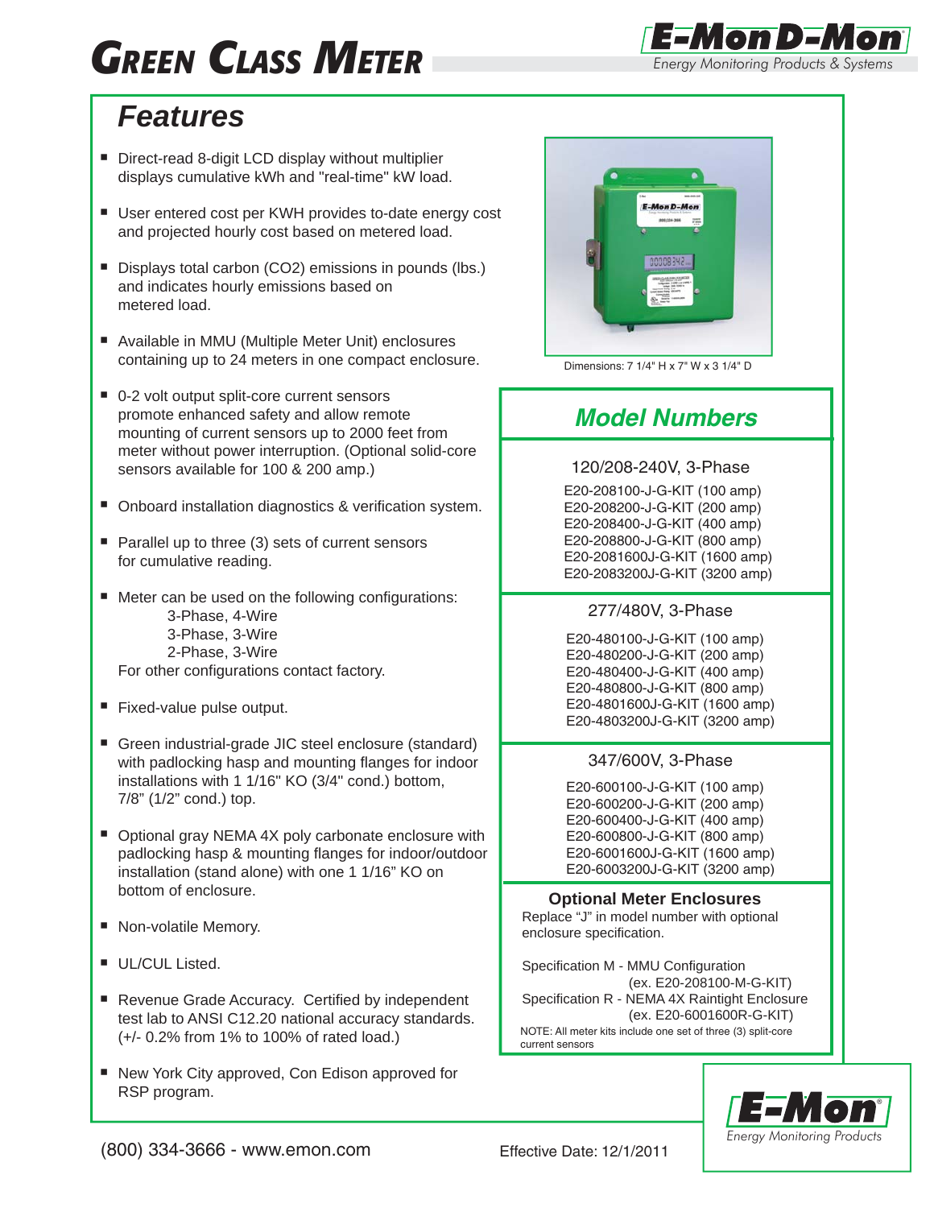# GREEN CLASS METER

E-Mon D-Mon
Energy Monitoring Products & Systems

## Features

- Direct-read 8-digit LCD display without multiplier displays cumulative kWh and "real-time" kW load.
- User entered cost per KWH provides to-date energy cost and projected hourly cost based on metered load.
- Displays total carbon ($CO_2$) emissions in pounds (lbs.) and indicates hourly emissions based on metered load.
- Available in MMU (Multiple Meter Unit) enclosures containing up to 24 meters in one compact enclosure.
- 0-2 volt output split-core current sensors promote enhanced safety and allow remote mounting of current sensors up to 2000 feet from meter without power interruption. (Optional solid-core sensors available for 100 & 200 amp.)
- Onboard installation diagnostics & verification system.
- Parallel up to three (3) sets of current sensors for cumulative reading.
- Meter can be used on the following configurations:
  - 3-Phase, 4-Wire
  - 3-Phase, 3-Wire
  - 2-Phase, 3-Wire

  For other configurations contact factory.
- Fixed-value pulse output.
- Green industrial-grade JIC steel enclosure (standard) with padlocking hasp and mounting flanges for indoor installations with 1 1/16" KO (3/4" cond.) bottom, 7/8" (1/2" cond.) top.
- Optional gray NEMA 4X poly carbonate enclosure with padlocking hasp & mounting flanges for indoor/outdoor installation (stand alone) with one 1 1/16" KO on bottom of enclosure.
- Non-volatile Memory.
- UL/CUL Listed.
- Revenue Grade Accuracy. Certified by independent test lab to ANSI C12.20 national accuracy standards. (+/- 0.2% from 1% to 100% of rated load.)
- New York City approved, Con Edison approved for RSP program.

Dimensions: 7 1/4" H x 7" W x 3 1/4" D

## Model Numbers

### 120/208-240V, 3-Phase

E20-208100-J-G-KIT (100 amp)
E20-208200-J-G-KIT (200 amp)
E20-208400-J-G-KIT (400 amp)
E20-208800-J-G-KIT (800 amp)
E20-2081600J-G-KIT (1600 amp)
E20-2083200J-G-KIT (3200 amp)

### 277/480V, 3-Phase

E20-480100-J-G-KIT (100 amp)
E20-480200-J-G-KIT (200 amp)
E20-480400-J-G-KIT (400 amp)
E20-480800-J-G-KIT (800 amp)
E20-4801600J-G-KIT (1600 amp)
E20-4803200J-G-KIT (3200 amp)

### 347/600V, 3-Phase

E20-600100-J-G-KIT (100 amp)
E20-600200-J-G-KIT (200 amp)
E20-600400-J-G-KIT (400 amp)
E20-600800-J-G-KIT (800 amp)
E20-6001600J-G-KIT (1600 amp)
E20-6003200J-G-KIT (3200 amp)

### Optional Meter Enclosures

Replace "J" in model number with optional enclosure specification.

Specification M - MMU Configuration
(ex. E20-208100-M-G-KIT)
Specification R - NEMA 4X Raintight Enclosure
(ex. E20-6001600R-G-KIT)

NOTE: All meter kits include one set of three (3) split-core current sensors

(800) 334-3666 - www.emon.com

Effective Date: 12/1/2011

E-Mon
Energy Monitoring Products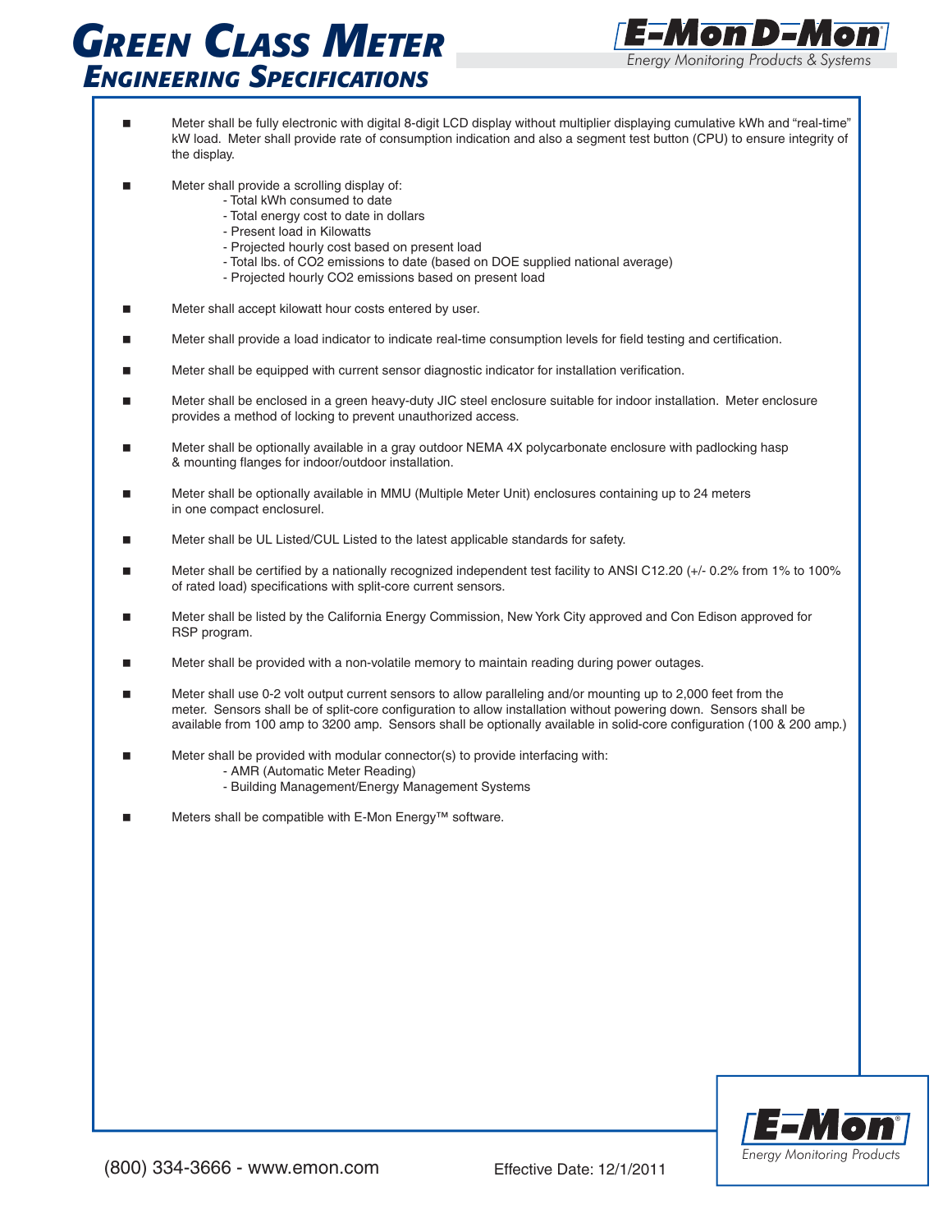# Green Class Meter
## Engineering Specifications

E-Mon D-Mon
Energy Monitoring Products & Systems

- Meter shall be fully electronic with digital 8-digit LCD display without multiplier displaying cumulative kWh and "real-time" kW load. Meter shall provide rate of consumption indication and also a segment test button (CPU) to ensure integrity of the display.

- Meter shall provide a scrolling display of:
  - Total kWh consumed to date
  - Total energy cost to date in dollars
  - Present load in Kilowatts
  - Projected hourly cost based on present load
  - Total lbs. of $CO_2$ emissions to date (based on DOE supplied national average)
  - Projected hourly $CO_2$ emissions based on present load

- Meter shall accept kilowatt hour costs entered by user.

- Meter shall provide a load indicator to indicate real-time consumption levels for field testing and certification.

- Meter shall be equipped with current sensor diagnostic indicator for installation verification.

- Meter shall be enclosed in a green heavy-duty JIC steel enclosure suitable for indoor installation. Meter enclosure provides a method of locking to prevent unauthorized access.

- Meter shall be optionally available in a gray outdoor NEMA 4X polycarbonate enclosure with padlocking hasp & mounting flanges for indoor/outdoor installation.

- Meter shall be optionally available in MMU (Multiple Meter Unit) enclosures containing up to 24 meters in one compact enclosurel.

- Meter shall be UL Listed/CUL Listed to the latest applicable standards for safety.

- Meter shall be certified by a nationally recognized independent test facility to ANSI C12.20 (+/- 0.2% from 1% to 100% of rated load) specifications with split-core current sensors.

- Meter shall be listed by the California Energy Commission, New York City approved and Con Edison approved for RSP program.

- Meter shall be provided with a non-volatile memory to maintain reading during power outages.

- Meter shall use 0-2 volt output current sensors to allow paralleling and/or mounting up to 2,000 feet from the meter. Sensors shall be of split-core configuration to allow installation without powering down. Sensors shall be available from 100 amp to 3200 amp. Sensors shall be optionally available in solid-core configuration (100 & 200 amp.)

- Meter shall be provided with modular connector(s) to provide interfacing with:
  - AMR (Automatic Meter Reading)
  - Building Management/Energy Management Systems

- Meters shall be compatible with E-Mon Energy™ software.

(800) 334-3666 - www.emon.com

Effective Date: 12/1/2011

E-Mon
Energy Monitoring Products